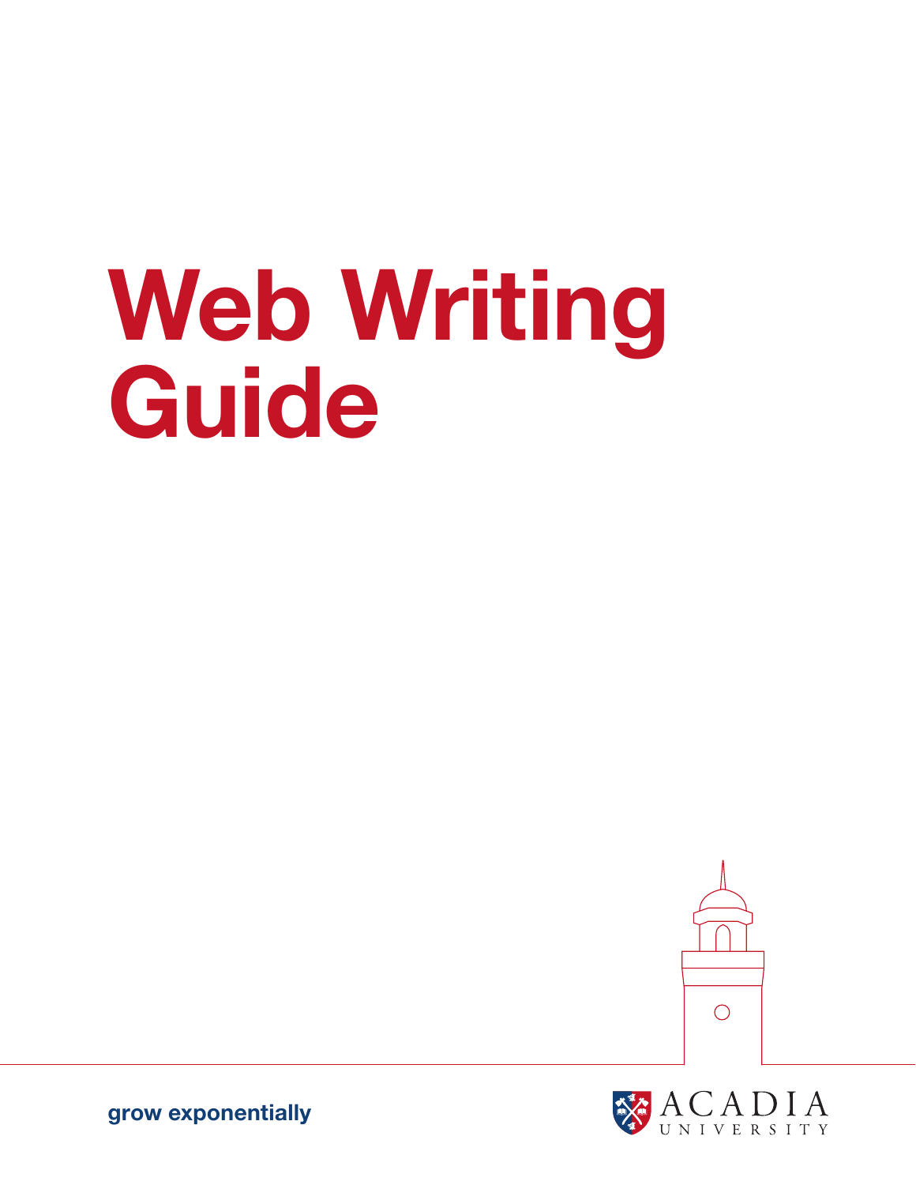# Web Writing Guide

**grow exponentially**

ACADIA UNIVERSITY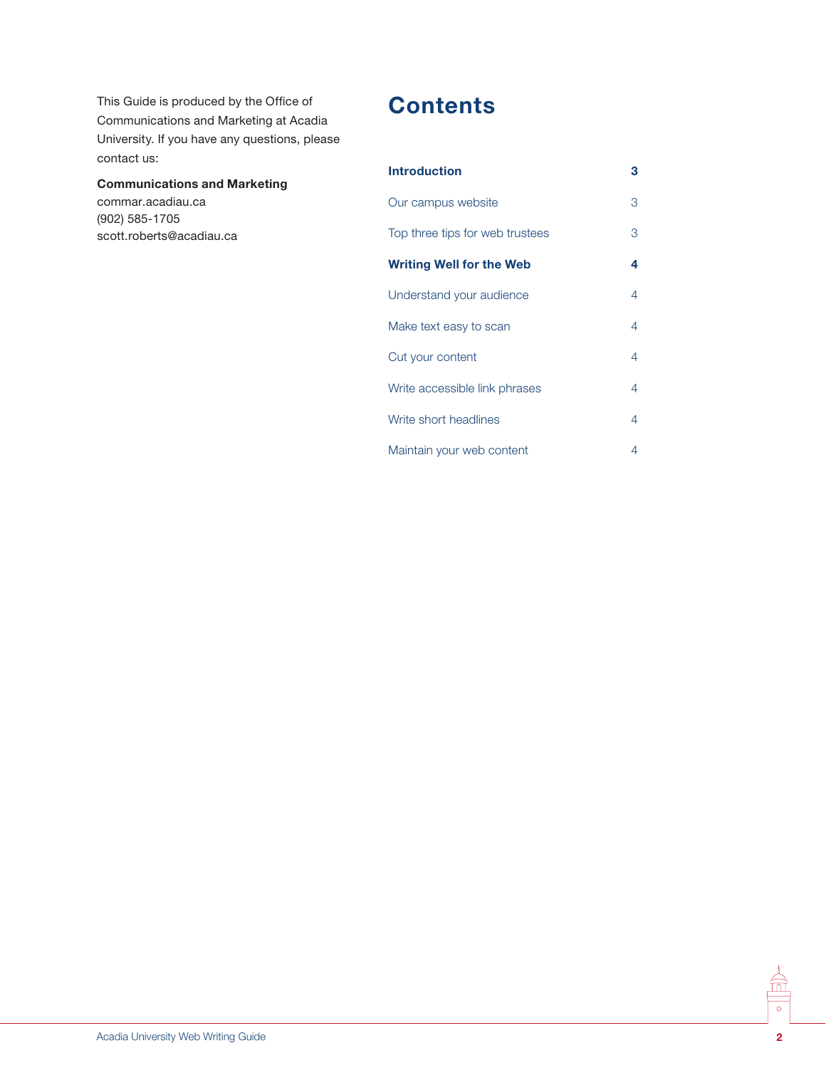This Guide is produced by the Office of Communications and Marketing at Acadia University. If you have any questions, please contact us:

**Communications and Marketing**
commar.acadiau.ca
(902) 585-1705
scott.roberts@acadiau.ca

# Contents

| | |
|---|---|
| **Introduction** | **3** |
| Our campus website | 3 |
| Top three tips for web trustees | 3 |
| **Writing Well for the Web** | **4** |
| Understand your audience | 4 |
| Make text easy to scan | 4 |
| Cut your content | 4 |
| Write accessible link phrases | 4 |
| Write short headlines | 4 |
| Maintain your web content | 4 |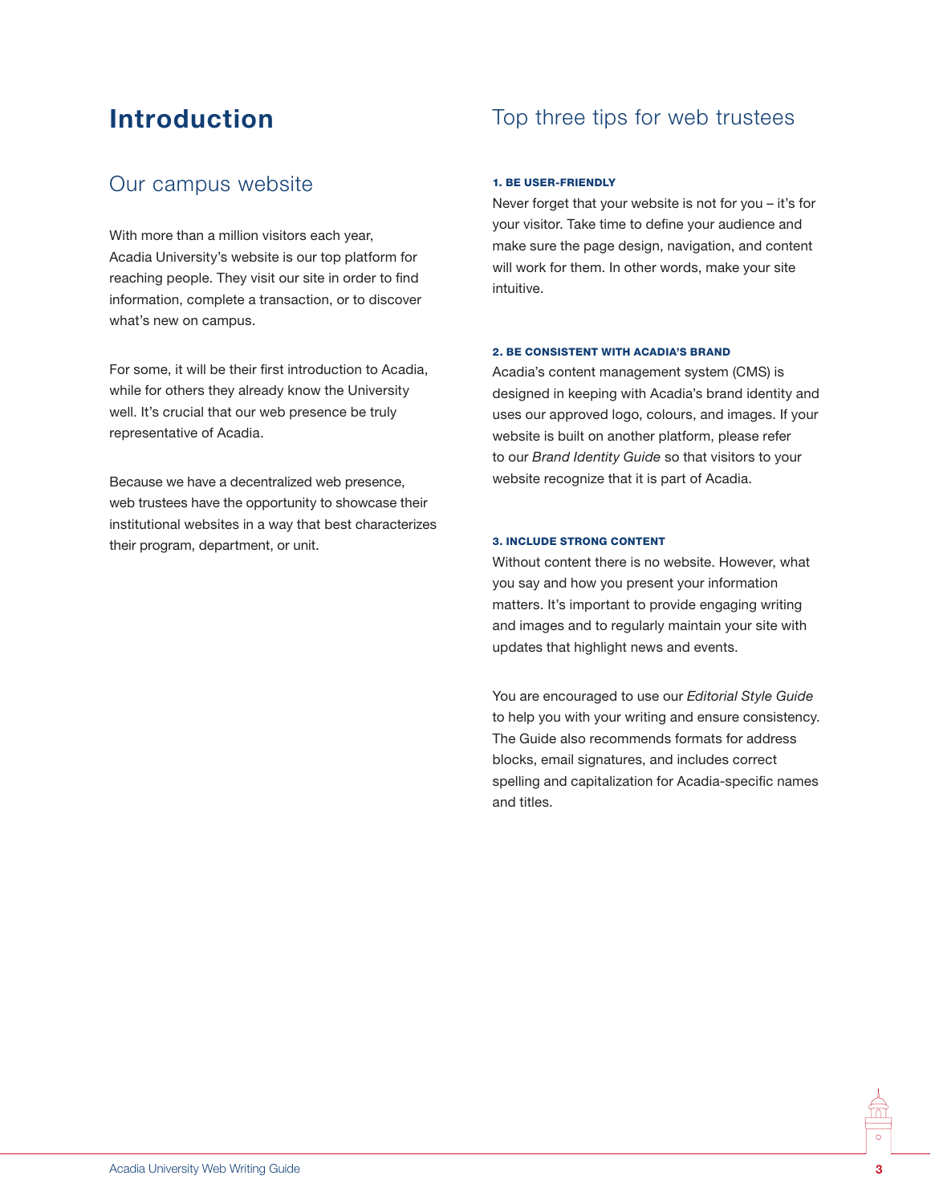# Introduction

## Our campus website

With more than a million visitors each year, Acadia University's website is our top platform for reaching people. They visit our site in order to find information, complete a transaction, or to discover what's new on campus.

For some, it will be their first introduction to Acadia, while for others they already know the University well. It's crucial that our web presence be truly representative of Acadia.

Because we have a decentralized web presence, web trustees have the opportunity to showcase their institutional websites in a way that best characterizes their program, department, or unit.

## Top three tips for web trustees

#### 1. BE USER-FRIENDLY

Never forget that your website is not for you – it's for your visitor. Take time to define your audience and make sure the page design, navigation, and content will work for them. In other words, make your site intuitive.

#### 2. BE CONSISTENT WITH ACADIA'S BRAND

Acadia's content management system (CMS) is designed in keeping with Acadia's brand identity and uses our approved logo, colours, and images. If your website is built on another platform, please refer to our *Brand Identity Guide* so that visitors to your website recognize that it is part of Acadia.

#### 3. INCLUDE STRONG CONTENT

Without content there is no website. However, what you say and how you present your information matters. It's important to provide engaging writing and images and to regularly maintain your site with updates that highlight news and events.

You are encouraged to use our *Editorial Style Guide* to help you with your writing and ensure consistency. The Guide also recommends formats for address blocks, email signatures, and includes correct spelling and capitalization for Acadia-specific names and titles.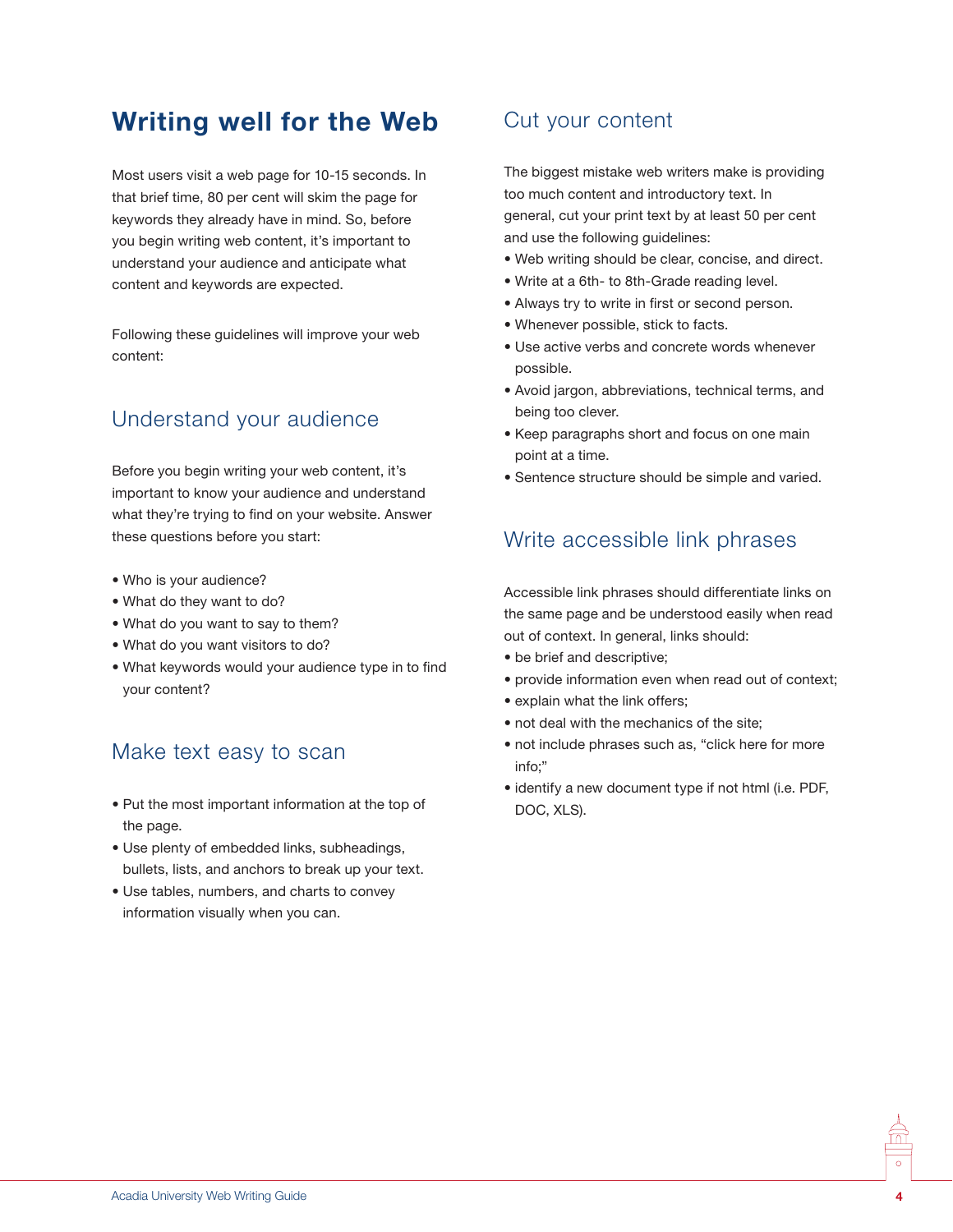# Writing well for the Web

Most users visit a web page for 10-15 seconds. In that brief time, 80 per cent will skim the page for keywords they already have in mind. So, before you begin writing web content, it's important to understand your audience and anticipate what content and keywords are expected.

Following these guidelines will improve your web content:

## Understand your audience

Before you begin writing your web content, it's important to know your audience and understand what they're trying to find on your website. Answer these questions before you start:

- Who is your audience?
- What do they want to do?
- What do you want to say to them?
- What do you want visitors to do?
- What keywords would your audience type in to find your content?

## Make text easy to scan

- Put the most important information at the top of the page.
- Use plenty of embedded links, subheadings, bullets, lists, and anchors to break up your text.
- Use tables, numbers, and charts to convey information visually when you can.

## Cut your content

The biggest mistake web writers make is providing too much content and introductory text. In general, cut your print text by at least 50 per cent and use the following guidelines:

- Web writing should be clear, concise, and direct.
- Write at a 6th- to 8th-Grade reading level.
- Always try to write in first or second person.
- Whenever possible, stick to facts.
- Use active verbs and concrete words whenever possible.
- Avoid jargon, abbreviations, technical terms, and being too clever.
- Keep paragraphs short and focus on one main point at a time.
- Sentence structure should be simple and varied.

## Write accessible link phrases

Accessible link phrases should differentiate links on the same page and be understood easily when read out of context. In general, links should:

- be brief and descriptive;
- provide information even when read out of context;
- explain what the link offers;
- not deal with the mechanics of the site;
- not include phrases such as, "click here for more info;"
- identify a new document type if not html (i.e. PDF, DOC, XLS).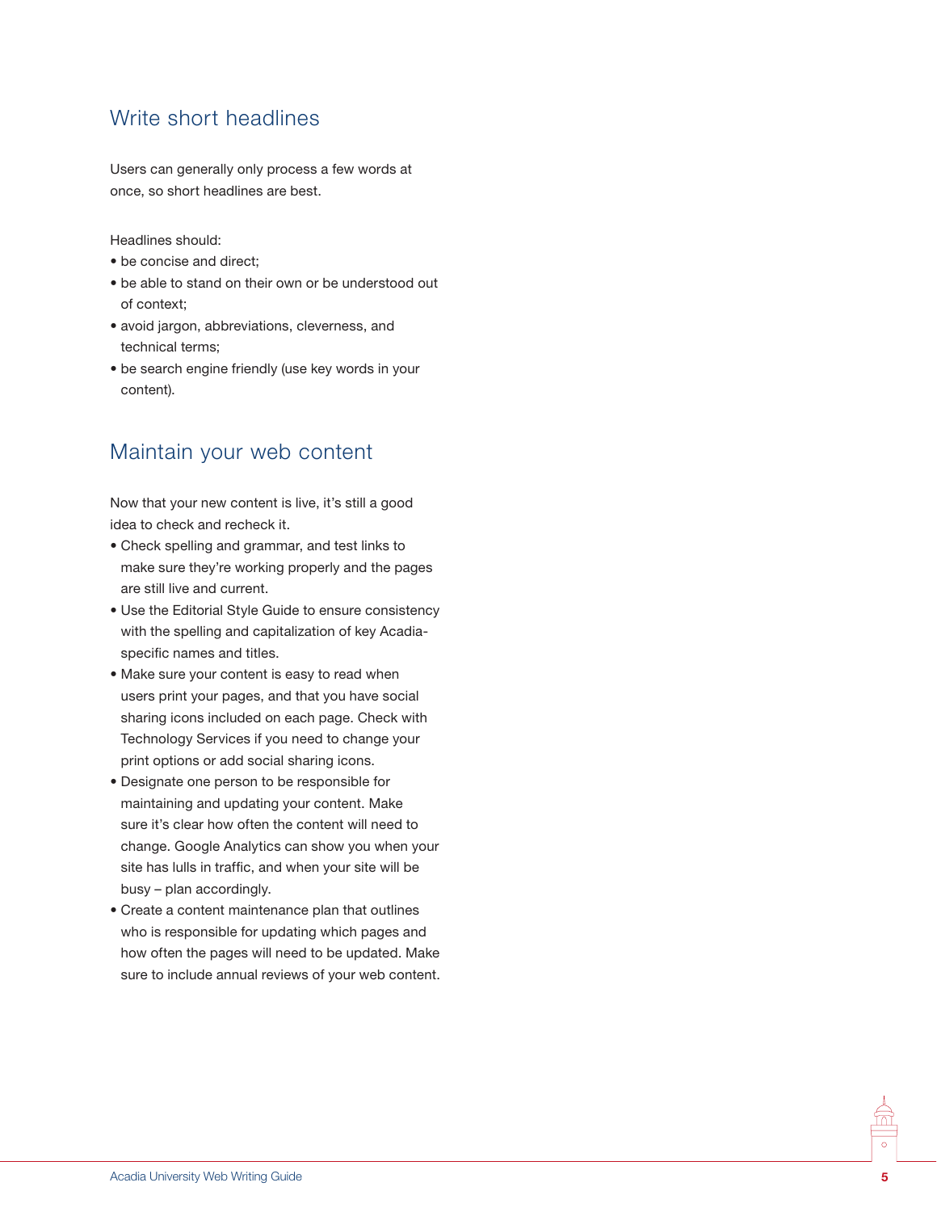## Write short headlines

Users can generally only process a few words at once, so short headlines are best.

Headlines should:

- be concise and direct;
- be able to stand on their own or be understood out of context;
- avoid jargon, abbreviations, cleverness, and technical terms;
- be search engine friendly (use key words in your content).

## Maintain your web content

Now that your new content is live, it's still a good idea to check and recheck it.

- Check spelling and grammar, and test links to make sure they're working properly and the pages are still live and current.
- Use the Editorial Style Guide to ensure consistency with the spelling and capitalization of key Acadia-specific names and titles.
- Make sure your content is easy to read when users print your pages, and that you have social sharing icons included on each page. Check with Technology Services if you need to change your print options or add social sharing icons.
- Designate one person to be responsible for maintaining and updating your content. Make sure it's clear how often the content will need to change. Google Analytics can show you when your site has lulls in traffic, and when your site will be busy – plan accordingly.
- Create a content maintenance plan that outlines who is responsible for updating which pages and how often the pages will need to be updated. Make sure to include annual reviews of your web content.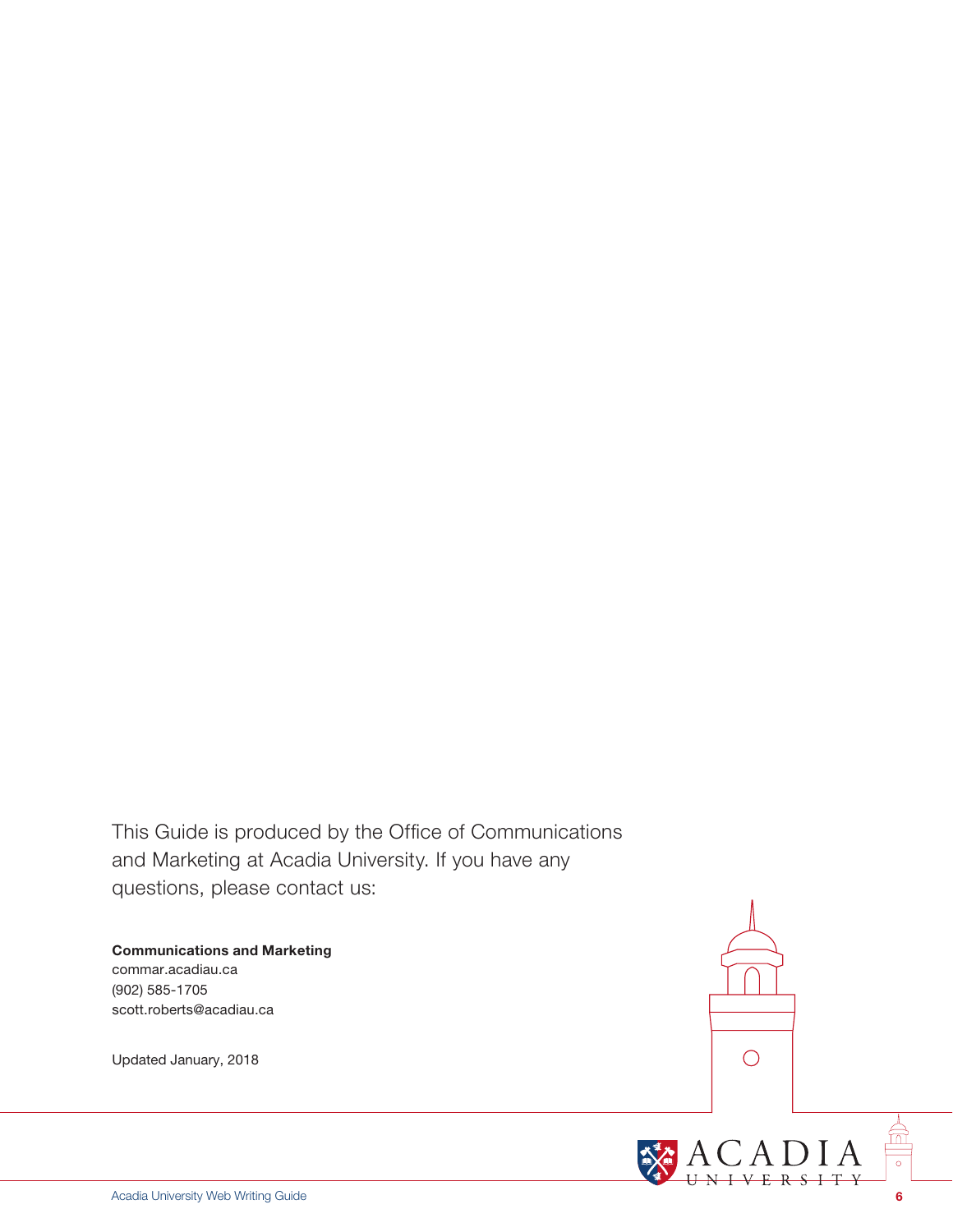This Guide is produced by the Office of Communications and Marketing at Acadia University. If you have any questions, please contact us:

**Communications and Marketing**
commar.acadiau.ca
(902) 585-1705
scott.roberts@acadiau.ca

Updated January, 2018